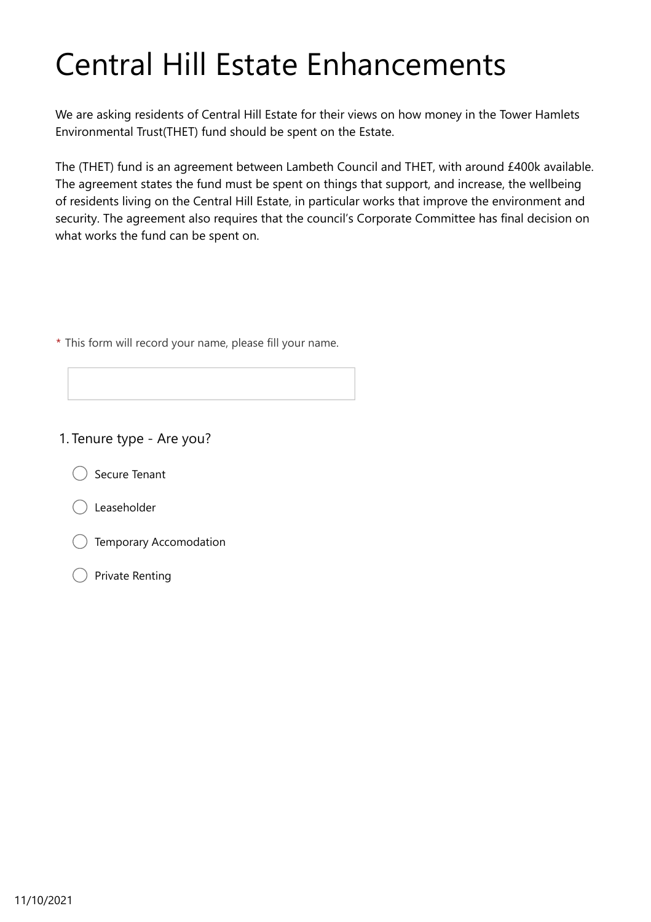# Central Hill Estate Enhancements

We are asking residents of Central Hill Estate for their views on how money in the Tower Hamlets Environmental Trust(THET) fund should be spent on the Estate.

The (THET) fund is an agreement between Lambeth Council and THET, with around £400k available. The agreement states the fund must be spent on things that support, and increase, the wellbeing of residents living on the Central Hill Estate, in particular works that improve the environment and security. The agreement also requires that the council's Corporate Committee has final decision on what works the fund can be spent on.

* This form will record your name, please fill your name.

1. Tenure type - Are you?

- ◯ Secure Tenant
- ◯ Leaseholder
- ◯ Temporary Accomodation
- ◯ Private Renting

11/10/2021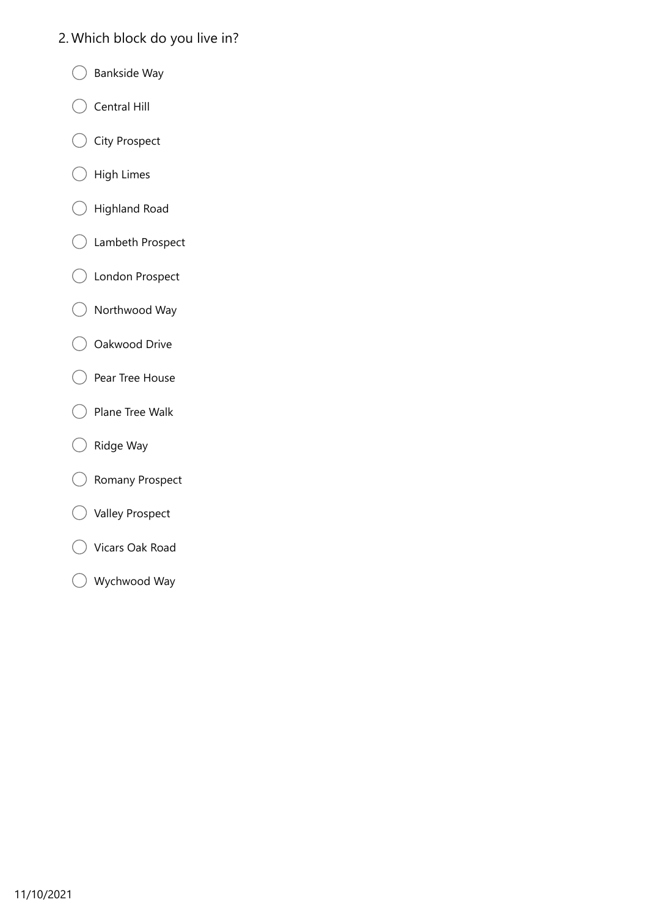2. Which block do you live in?

- ◯ Bankside Way
- ◯ Central Hill
- ◯ City Prospect
- ◯ High Limes
- ◯ Highland Road
- ◯ Lambeth Prospect
- ◯ London Prospect
- ◯ Northwood Way
- ◯ Oakwood Drive
- ◯ Pear Tree House
- ◯ Plane Tree Walk
- ◯ Ridge Way
- ◯ Romany Prospect
- ◯ Valley Prospect
- ◯ Vicars Oak Road
- ◯ Wychwood Way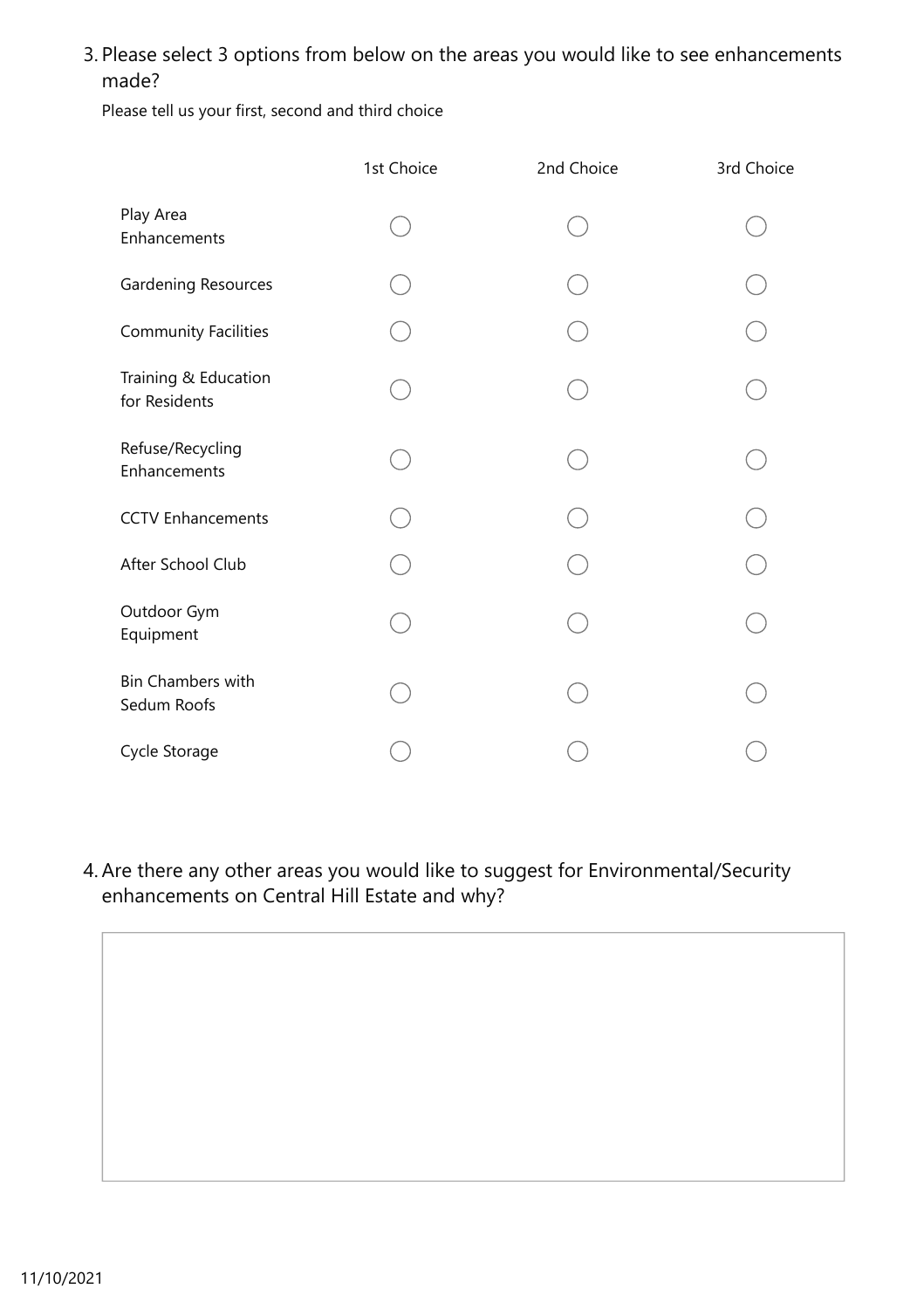3. Please select 3 options from below on the areas you would like to see enhancements made?

Please tell us your first, second and third choice

| | 1st Choice | 2nd Choice | 3rd Choice |
|---|---|---|---|
| Play Area Enhancements | ◯ | ◯ | ◯ |
| Gardening Resources | ◯ | ◯ | ◯ |
| Community Facilities | ◯ | ◯ | ◯ |
| Training & Education for Residents | ◯ | ◯ | ◯ |
| Refuse/Recycling Enhancements | ◯ | ◯ | ◯ |
| CCTV Enhancements | ◯ | ◯ | ◯ |
| After School Club | ◯ | ◯ | ◯ |
| Outdoor Gym Equipment | ◯ | ◯ | ◯ |
| Bin Chambers with Sedum Roofs | ◯ | ◯ | ◯ |
| Cycle Storage | ◯ | ◯ | ◯ |

4. Are there any other areas you would like to suggest for Environmental/Security enhancements on Central Hill Estate and why?

11/10/2021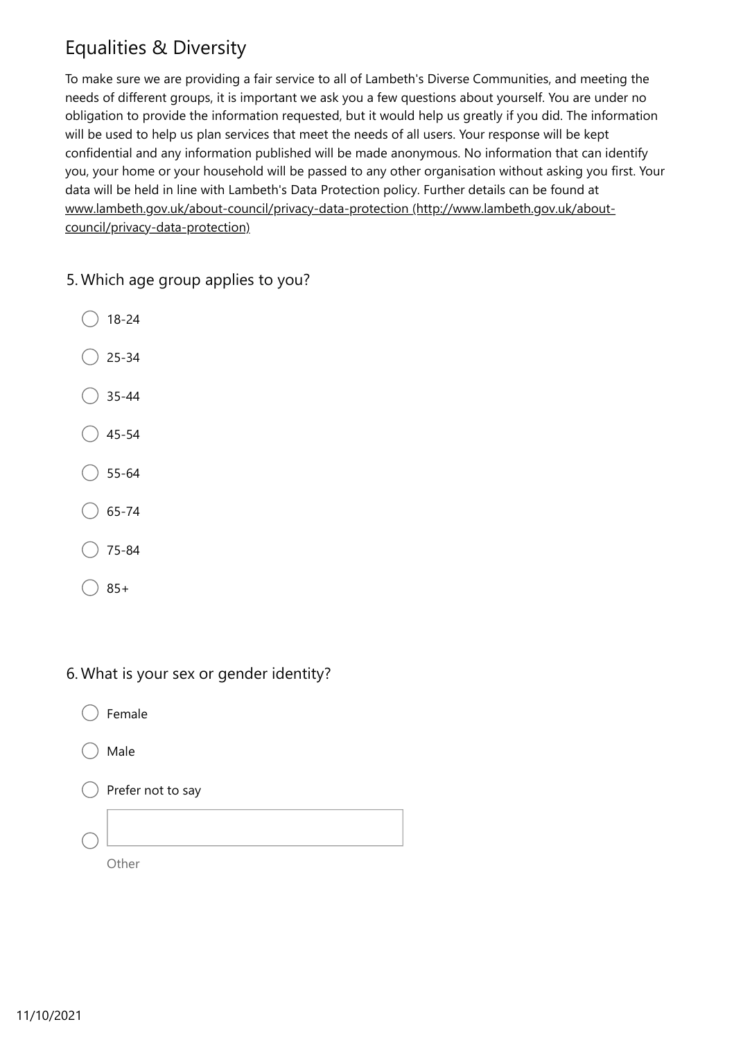# Equalities & Diversity

To make sure we are providing a fair service to all of Lambeth's Diverse Communities, and meeting the needs of different groups, it is important we ask you a few questions about yourself. You are under no obligation to provide the information requested, but it would help us greatly if you did. The information will be used to help us plan services that meet the needs of all users. Your response will be kept confidential and any information published will be made anonymous. No information that can identify you, your home or your household will be passed to any other organisation without asking you first. Your data will be held in line with Lambeth's Data Protection policy. Further details can be found at www.lambeth.gov.uk/about-council/privacy-data-protection (http://www.lambeth.gov.uk/about-council/privacy-data-protection)

5. Which age group applies to you?

- ◯ 18-24
- ◯ 25-34
- ◯ 35-44
- ◯ 45-54
- ◯ 55-64
- ◯ 65-74
- ◯ 75-84
- ◯ 85+

6. What is your sex or gender identity?

- ◯ Female
- ◯ Male
- ◯ Prefer not to say
- ◯ Other: ____________

11/10/2021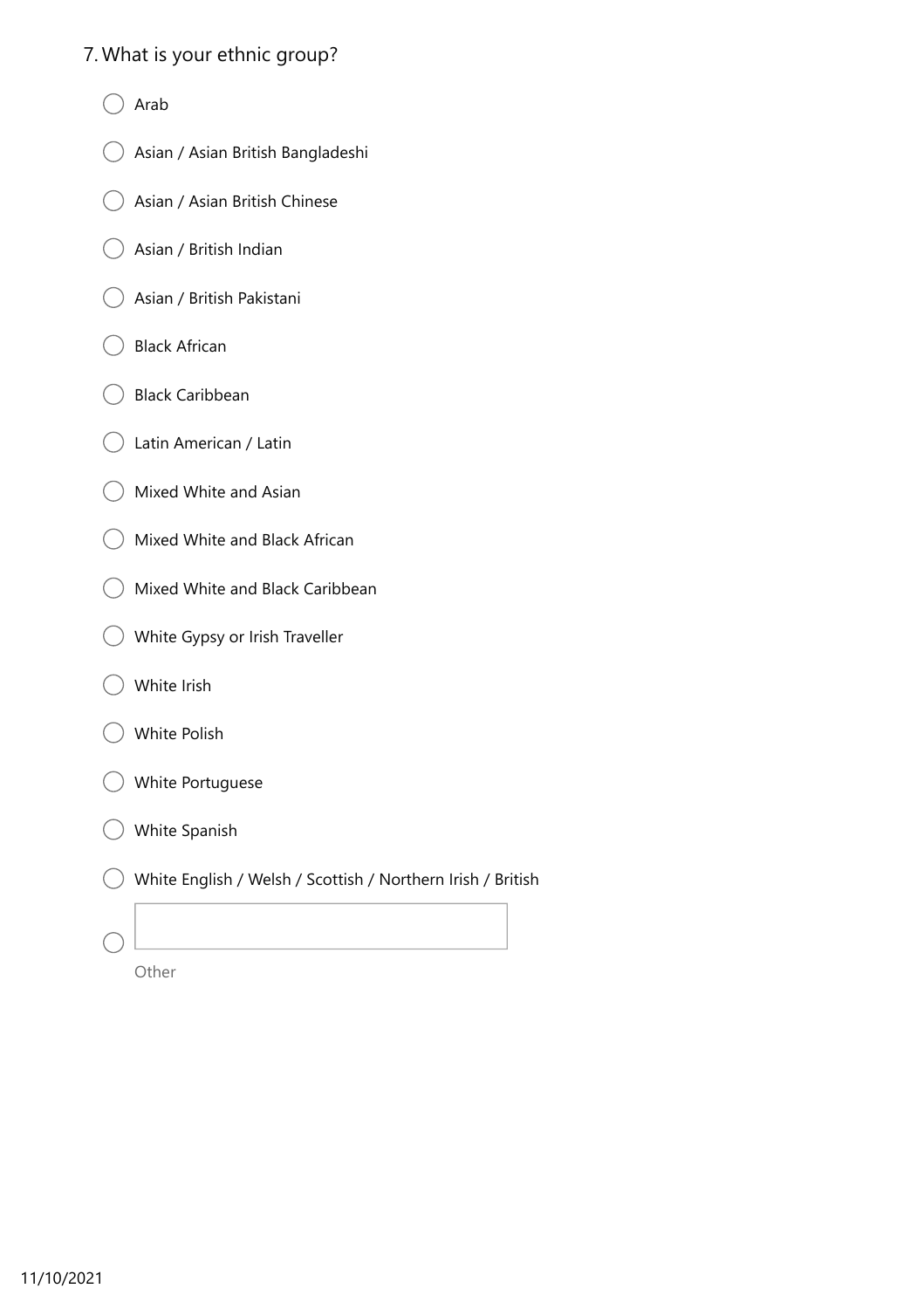7. What is your ethnic group?

- ◯ Arab
- ◯ Asian / Asian British Bangladeshi
- ◯ Asian / Asian British Chinese
- ◯ Asian / British Indian
- ◯ Asian / British Pakistani
- ◯ Black African
- ◯ Black Caribbean
- ◯ Latin American / Latin
- ◯ Mixed White and Asian
- ◯ Mixed White and Black African
- ◯ Mixed White and Black Caribbean
- ◯ White Gypsy or Irish Traveller
- ◯ White Irish
- ◯ White Polish
- ◯ White Portuguese
- ◯ White Spanish
- ◯ White English / Welsh / Scottish / Northern Irish / British
- ◯ Other: ____________

11/10/2021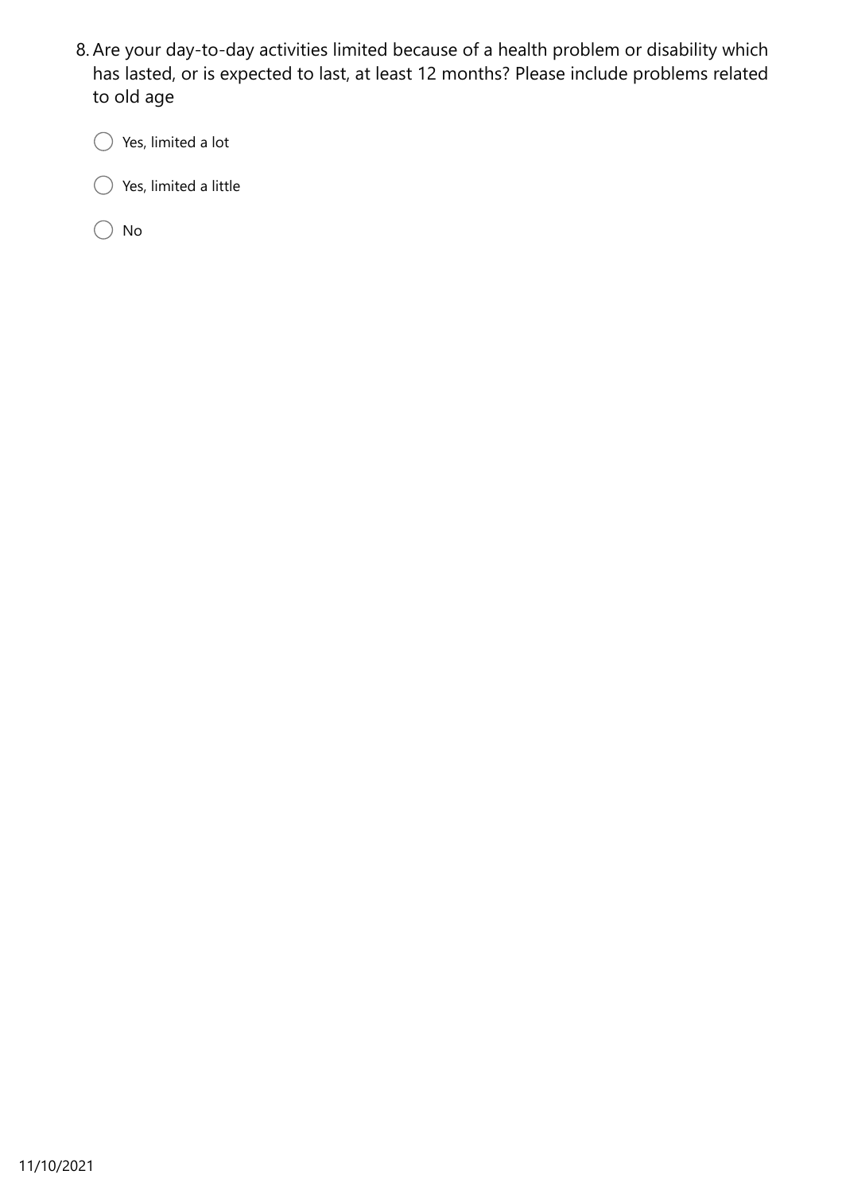8. Are your day-to-day activities limited because of a health problem or disability which has lasted, or is expected to last, at least 12 months? Please include problems related to old age

   - ◯ Yes, limited a lot
   - ◯ Yes, limited a little
   - ◯ No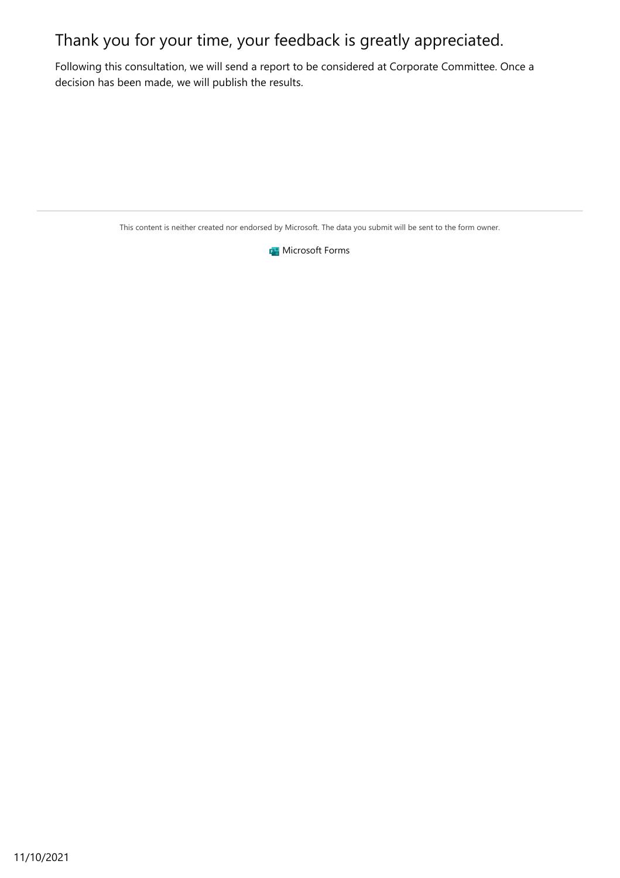# Thank you for your time, your feedback is greatly appreciated.

Following this consultation, we will send a report to be considered at Corporate Committee. Once a decision has been made, we will publish the results.

This content is neither created nor endorsed by Microsoft. The data you submit will be sent to the form owner.

Microsoft Forms